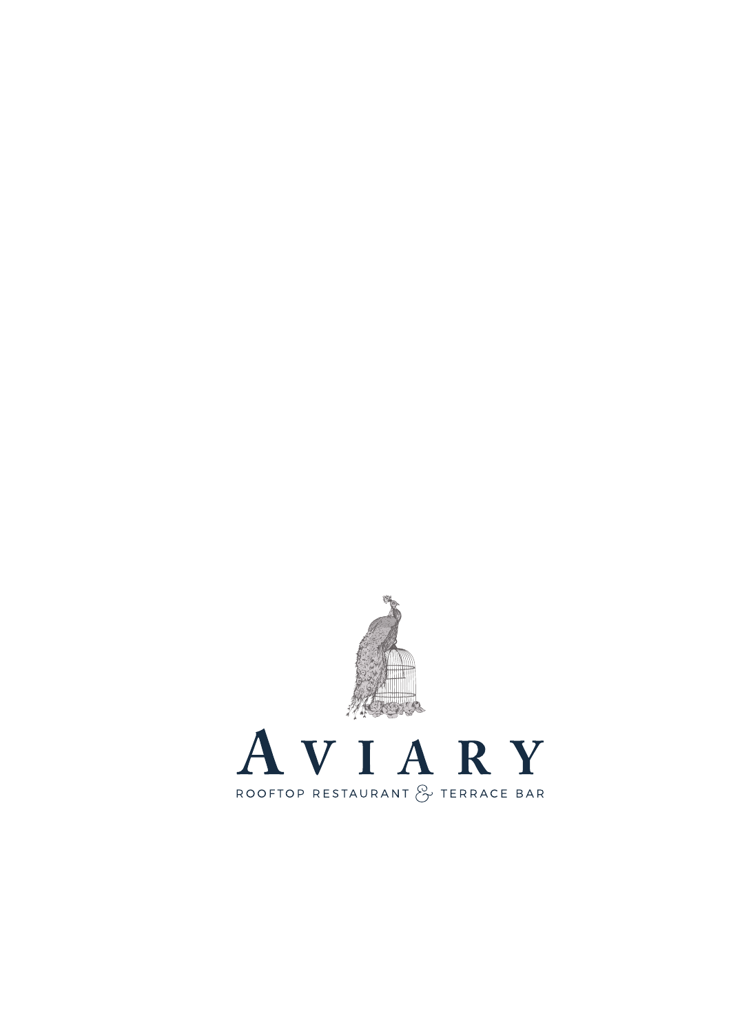# AVIARY

ROOFTOP RESTAURANT & TERRACE BAR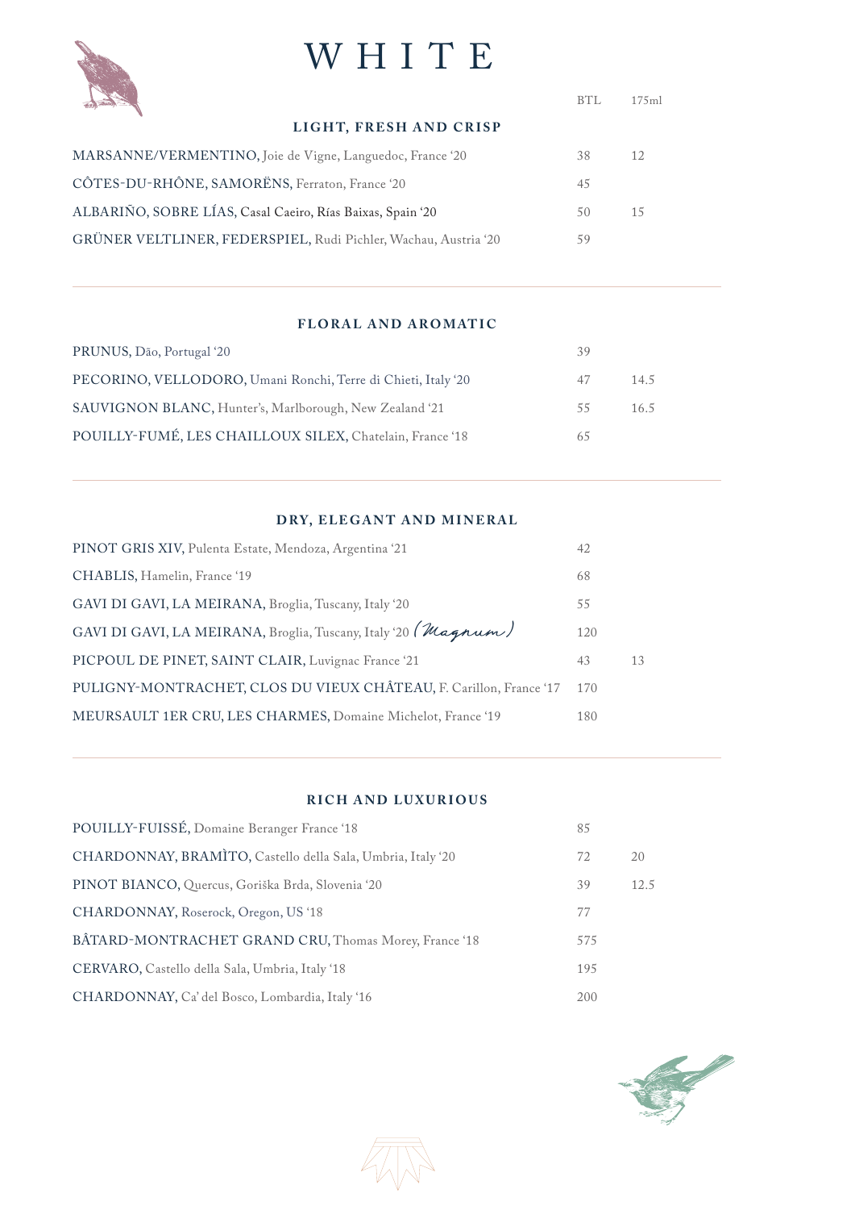# WHITE

| | BTL | 175ml |
|---|---|---|
| **LIGHT, FRESH AND CRISP** | | |
| MARSANNE/VERMENTINO, Joie de Vigne, Languedoc, France '20 | 38 | 12 |
| CÔTES-DU-RHÔNE, SAMORËNS, Ferraton, France '20 | 45 | |
| ALBARIÑO, SOBRE LÍAS, Casal Caeiro, Rías Baixas, Spain '20 | 50 | 15 |
| GRÜNER VELTLINER, FEDERSPIEL, Rudi Pichler, Wachau, Austria '20 | 59 | |

## FLORAL AND AROMATIC

| | BTL | 175ml |
|---|---|---|
| PRUNUS, Dão, Portugal '20 | 39 | |
| PECORINO, VELLODORO, Umani Ronchi, Terre di Chieti, Italy '20 | 47 | 14.5 |
| SAUVIGNON BLANC, Hunter's, Marlborough, New Zealand '21 | 55 | 16.5 |
| POUILLY-FUMÉ, LES CHAILLOUX SILEX, Chatelain, France '18 | 65 | |

## DRY, ELEGANT AND MINERAL

| | BTL | 175ml |
|---|---|---|
| PINOT GRIS XIV, Pulenta Estate, Mendoza, Argentina '21 | 42 | |
| CHABLIS, Hamelin, France '19 | 68 | |
| GAVI DI GAVI, LA MEIRANA, Broglia, Tuscany, Italy '20 | 55 | |
| GAVI DI GAVI, LA MEIRANA, Broglia, Tuscany, Italy '20 *(Magnum)* | 120 | |
| PICPOUL DE PINET, SAINT CLAIR, Luvignac France '21 | 43 | 13 |
| PULIGNY-MONTRACHET, CLOS DU VIEUX CHÂTEAU, F. Carillon, France '17 | 170 | |
| MEURSAULT 1ER CRU, LES CHARMES, Domaine Michelot, France '19 | 180 | |

## RICH AND LUXURIOUS

| | BTL | 175ml |
|---|---|---|
| POUILLY-FUISSÉ, Domaine Beranger France '18 | 85 | |
| CHARDONNAY, BRAMÌTO, Castello della Sala, Umbria, Italy '20 | 72 | 20 |
| PINOT BIANCO, Quercus, Goriška Brda, Slovenia '20 | 39 | 12.5 |
| CHARDONNAY, Roserock, Oregon, US '18 | 77 | |
| BÂTARD-MONTRACHET GRAND CRU, Thomas Morey, France '18 | 575 | |
| CERVARO, Castello della Sala, Umbria, Italy '18 | 195 | |
| CHARDONNAY, Ca' del Bosco, Lombardia, Italy '16 | 200 | |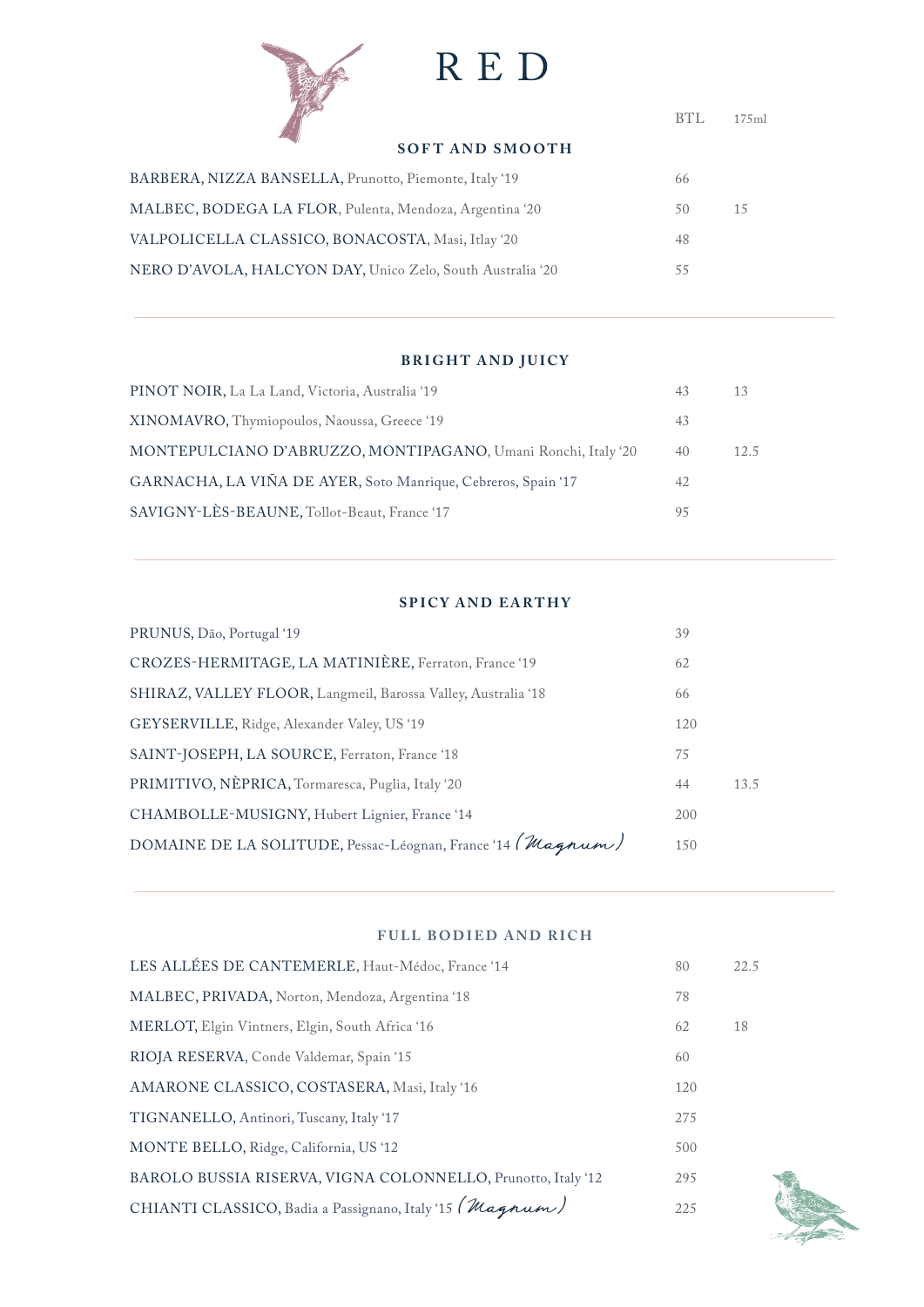# RED

## SOFT AND SMOOTH

| | BTL | 175ml |
|---|---|---|
| BARBERA, NIZZA BANSELLA, Prunotto, Piemonte, Italy '19 | 66 | |
| MALBEC, BODEGA LA FLOR, Pulenta, Mendoza, Argentina '20 | 50 | 15 |
| VALPOLICELLA CLASSICO, BONACOSTA, Masi, Itlay '20 | 48 | |
| NERO D'AVOLA, HALCYON DAY, Unico Zelo, South Australia '20 | 55 | |

## BRIGHT AND JUICY

| | BTL | 175ml |
|---|---|---|
| PINOT NOIR, La La Land, Victoria, Australia '19 | 43 | 13 |
| XINOMAVRO, Thymiopoulos, Naoussa, Greece '19 | 43 | |
| MONTEPULCIANO D'ABRUZZO, MONTIPAGANO, Umani Ronchi, Italy '20 | 40 | 12.5 |
| GARNACHA, LA VIÑA DE AYER, Soto Manrique, Cebreros, Spain '17 | 42 | |
| SAVIGNY-LÈS-BEAUNE, Tollot-Beaut, France '17 | 95 | |

## SPICY AND EARTHY

| | BTL | 175ml |
|---|---|---|
| PRUNUS, Dão, Portugal '19 | 39 | |
| CROZES-HERMITAGE, LA MATINIÈRE, Ferraton, France '19 | 62 | |
| SHIRAZ, VALLEY FLOOR, Langmeil, Barossa Valley, Australia '18 | 66 | |
| GEYSERVILLE, Ridge, Alexander Valey, US '19 | 120 | |
| SAINT-JOSEPH, LA SOURCE, Ferraton, France '18 | 75 | |
| PRIMITIVO, NÈPRICA, Tormaresca, Puglia, Italy '20 | 44 | 13.5 |
| CHAMBOLLE-MUSIGNY, Hubert Lignier, France '14 | 200 | |
| DOMAINE DE LA SOLITUDE, Pessac-Léognan, France '14 *(Magnum)* | 150 | |

## FULL BODIED AND RICH

| | BTL | 175ml |
|---|---|---|
| LES ALLÉES DE CANTEMERLE, Haut-Médoc, France '14 | 80 | 22.5 |
| MALBEC, PRIVADA, Norton, Mendoza, Argentina '18 | 78 | |
| MERLOT, Elgin Vintners, Elgin, South Africa '16 | 62 | 18 |
| RIOJA RESERVA, Conde Valdemar, Spain '15 | 60 | |
| AMARONE CLASSICO, COSTASERA, Masi, Italy '16 | 120 | |
| TIGNANELLO, Antinori, Tuscany, Italy '17 | 275 | |
| MONTE BELLO, Ridge, California, US '12 | 500 | |
| BAROLO BUSSIA RISERVA, VIGNA COLONNELLO, Prunotto, Italy '12 | 295 | |
| CHIANTI CLASSICO, Badia a Passignano, Italy '15 *(Magnum)* | 225 | |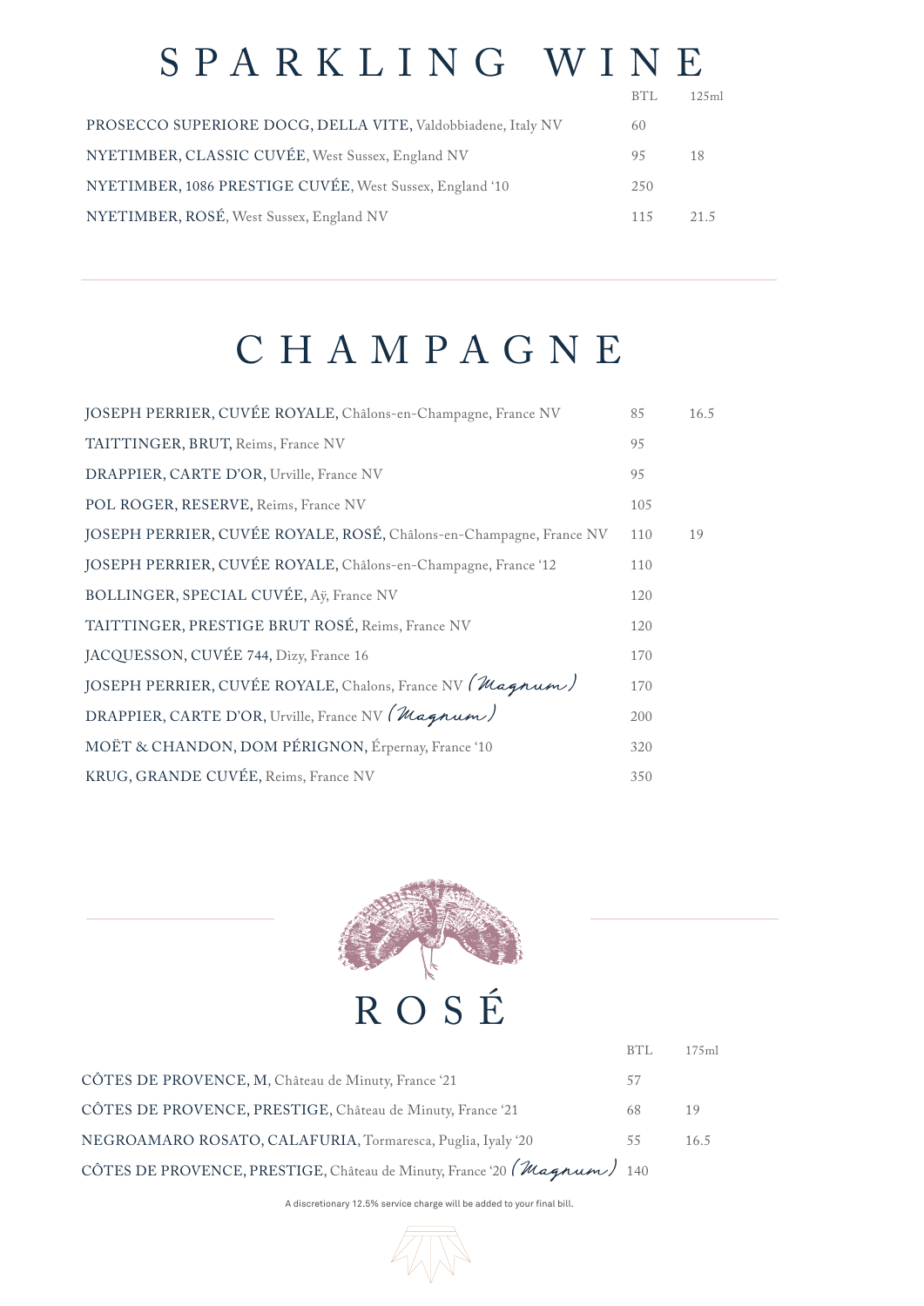# SPARKLING WINE

| | BTL | 125ml |
|---|---|---|
| **PROSECCO SUPERIORE DOCG, DELLA VITE**, Valdobbiadene, Italy NV | 60 | |
| **NYETIMBER, CLASSIC CUVÉE**, West Sussex, England NV | 95 | 18 |
| **NYETIMBER, 1086 PRESTIGE CUVÉE**, West Sussex, England '10 | 250 | |
| **NYETIMBER, ROSÉ**, West Sussex, England NV | 115 | 21.5 |

# CHAMPAGNE

| | | |
|---|---|---|
| **JOSEPH PERRIER, CUVÉE ROYALE**, Châlons-en-Champagne, France NV | 85 | 16.5 |
| **TAITTINGER, BRUT**, Reims, France NV | 95 | |
| **DRAPPIER, CARTE D'OR**, Urville, France NV | 95 | |
| **POL ROGER, RESERVE**, Reims, France NV | 105 | |
| **JOSEPH PERRIER, CUVÉE ROYALE, ROSÉ**, Châlons-en-Champagne, France NV | 110 | 19 |
| **JOSEPH PERRIER, CUVÉE ROYALE**, Châlons-en-Champagne, France '12 | 110 | |
| **BOLLINGER, SPECIAL CUVÉE**, Aÿ, France NV | 120 | |
| **TAITTINGER, PRESTIGE BRUT ROSÉ**, Reims, France NV | 120 | |
| **JACQUESSON, CUVÉE 744**, Dizy, France 16 | 170 | |
| **JOSEPH PERRIER, CUVÉE ROYALE**, Chalons, France NV *(Magnum)* | 170 | |
| **DRAPPIER, CARTE D'OR**, Urville, France NV *(Magnum)* | 200 | |
| **MOËT & CHANDON, DOM PÉRIGNON**, Érpernay, France '10 | 320 | |
| **KRUG, GRANDE CUVÉE**, Reims, France NV | 350 | |

# ROSÉ

| | BTL | 175ml |
|---|---|---|
| **CÔTES DE PROVENCE, M**, Château de Minuty, France '21 | 57 | |
| **CÔTES DE PROVENCE, PRESTIGE**, Château de Minuty, France '21 | 68 | 19 |
| **NEGROAMARO ROSATO, CALAFURIA**, Tormaresca, Puglia, Iyaly '20 | 55 | 16.5 |
| **CÔTES DE PROVENCE, PRESTIGE**, Château de Minuty, France '20 *(Magnum)* | 140 | |

A discretionary 12.5% service charge will be added to your final bill.